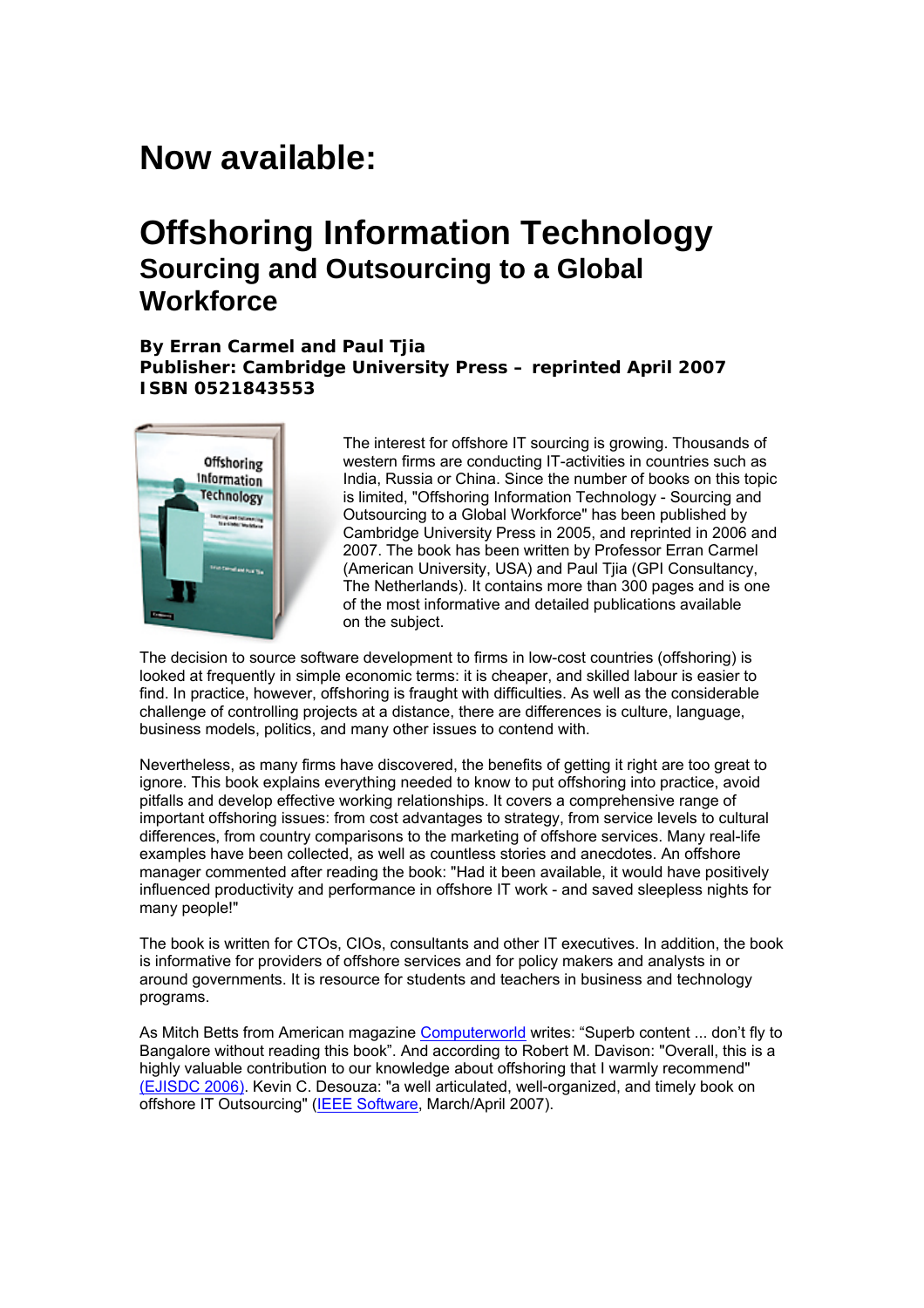# Now available:

# Offshoring Information Technology

## Sourcing and Outsourcing to a Global Workforce

**By Erran Carmel and Paul Tjia**
**Publisher: Cambridge University Press – reprinted April 2007**
**ISBN 0521843553**

The interest for offshore IT sourcing is growing. Thousands of western firms are conducting IT-activities in countries such as India, Russia or China. Since the number of books on this topic is limited, "Offshoring Information Technology - Sourcing and Outsourcing to a Global Workforce" has been published by Cambridge University Press in 2005, and reprinted in 2006 and 2007. The book has been written by Professor Erran Carmel (American University, USA) and Paul Tjia (GPI Consultancy, The Netherlands). It contains more than 300 pages and is one of the most informative and detailed publications available on the subject.

The decision to source software development to firms in low-cost countries (offshoring) is looked at frequently in simple economic terms: it is cheaper, and skilled labour is easier to find. In practice, however, offshoring is fraught with difficulties. As well as the considerable challenge of controlling projects at a distance, there are differences is culture, language, business models, politics, and many other issues to contend with.

Nevertheless, as many firms have discovered, the benefits of getting it right are too great to ignore. This book explains everything needed to know to put offshoring into practice, avoid pitfalls and develop effective working relationships. It covers a comprehensive range of important offshoring issues: from cost advantages to strategy, from service levels to cultural differences, from country comparisons to the marketing of offshore services. Many real-life examples have been collected, as well as countless stories and anecdotes. An offshore manager commented after reading the book: "Had it been available, it would have positively influenced productivity and performance in offshore IT work - and saved sleepless nights for many people!"

The book is written for CTOs, CIOs, consultants and other IT executives. In addition, the book is informative for providers of offshore services and for policy makers and analysts in or around governments. It is resource for students and teachers in business and technology programs.

As Mitch Betts from American magazine Computerworld writes: "Superb content ... don't fly to Bangalore without reading this book". And according to Robert M. Davison: "Overall, this is a highly valuable contribution to our knowledge about offshoring that I warmly recommend" (EJISDC 2006). Kevin C. Desouza: "a well articulated, well-organized, and timely book on offshore IT Outsourcing" (IEEE Software, March/April 2007).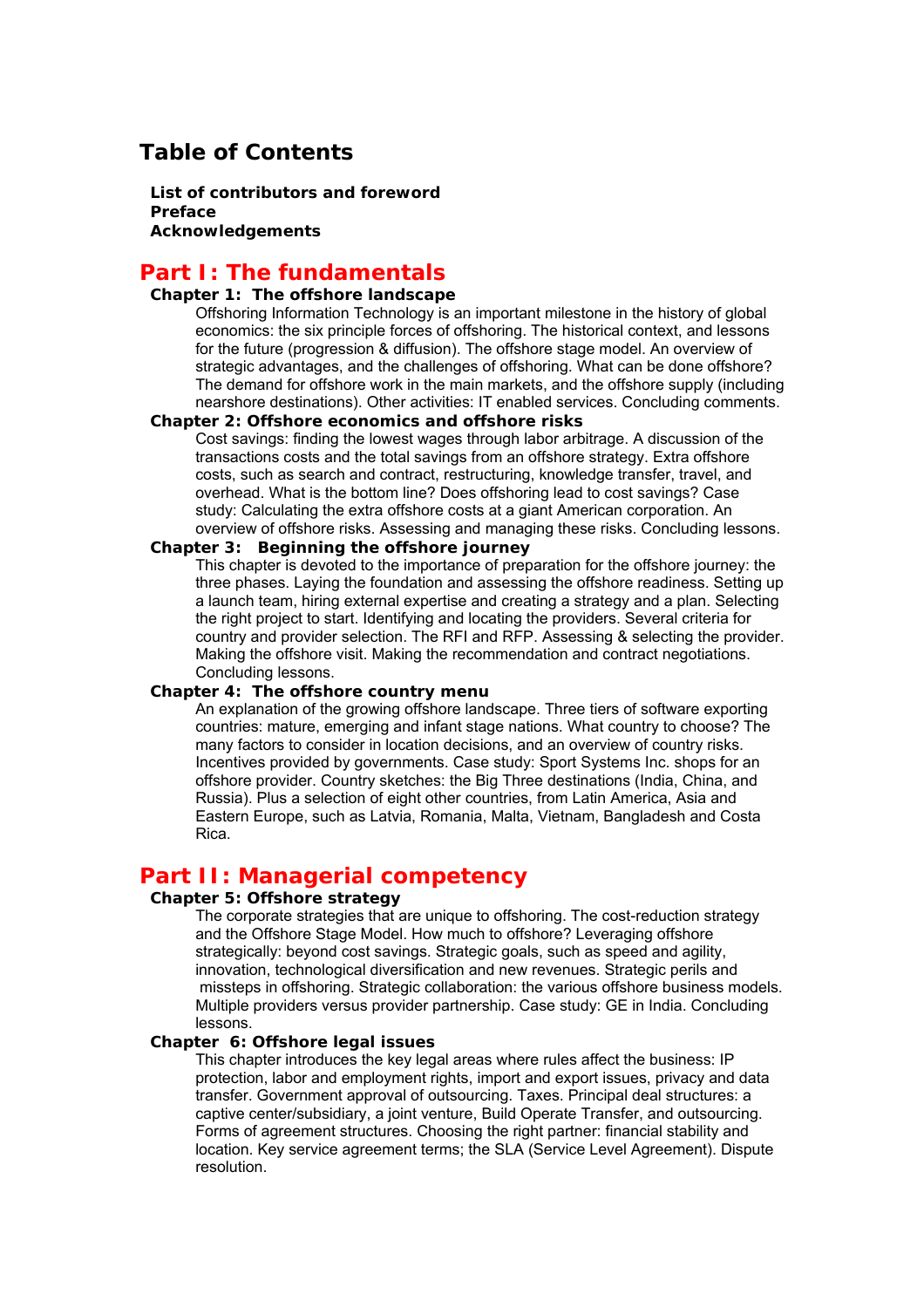# Table of Contents

**List of contributors and foreword**
**Preface**
**Acknowledgements**

## Part I: The fundamentals

### Chapter 1: The offshore landscape

Offshoring Information Technology is an important milestone in the history of global economics: the six principle forces of offshoring. The historical context, and lessons for the future (progression & diffusion). The offshore stage model. An overview of strategic advantages, and the challenges of offshoring. What can be done offshore? The demand for offshore work in the main markets, and the offshore supply (including nearshore destinations). Other activities: IT enabled services. Concluding comments.

### Chapter 2: Offshore economics and offshore risks

Cost savings: finding the lowest wages through labor arbitrage. A discussion of the transactions costs and the total savings from an offshore strategy. Extra offshore costs, such as search and contract, restructuring, knowledge transfer, travel, and overhead. What is the bottom line? Does offshoring lead to cost savings? Case study: Calculating the extra offshore costs at a giant American corporation. An overview of offshore risks. Assessing and managing these risks. Concluding lessons.

### Chapter 3: Beginning the offshore journey

This chapter is devoted to the importance of preparation for the offshore journey: the three phases. Laying the foundation and assessing the offshore readiness. Setting up a launch team, hiring external expertise and creating a strategy and a plan. Selecting the right project to start. Identifying and locating the providers. Several criteria for country and provider selection. The RFI and RFP. Assessing & selecting the provider. Making the offshore visit. Making the recommendation and contract negotiations. Concluding lessons.

### Chapter 4: The offshore country menu

An explanation of the growing offshore landscape. Three tiers of software exporting countries: mature, emerging and infant stage nations. What country to choose? The many factors to consider in location decisions, and an overview of country risks. Incentives provided by governments. Case study: Sport Systems Inc. shops for an offshore provider. Country sketches: the Big Three destinations (India, China, and Russia). Plus a selection of eight other countries, from Latin America, Asia and Eastern Europe, such as Latvia, Romania, Malta, Vietnam, Bangladesh and Costa Rica.

## Part II: Managerial competency

### Chapter 5: Offshore strategy

The corporate strategies that are unique to offshoring. The cost-reduction strategy and the Offshore Stage Model. How much to offshore? Leveraging offshore strategically: beyond cost savings. Strategic goals, such as speed and agility, innovation, technological diversification and new revenues. Strategic perils and missteps in offshoring. Strategic collaboration: the various offshore business models. Multiple providers versus provider partnership. Case study: GE in India. Concluding lessons.

### Chapter 6: Offshore legal issues

This chapter introduces the key legal areas where rules affect the business: IP protection, labor and employment rights, import and export issues, privacy and data transfer. Government approval of outsourcing. Taxes. Principal deal structures: a captive center/subsidiary, a joint venture, Build Operate Transfer, and outsourcing. Forms of agreement structures. Choosing the right partner: financial stability and location. Key service agreement terms; the SLA (Service Level Agreement). Dispute resolution.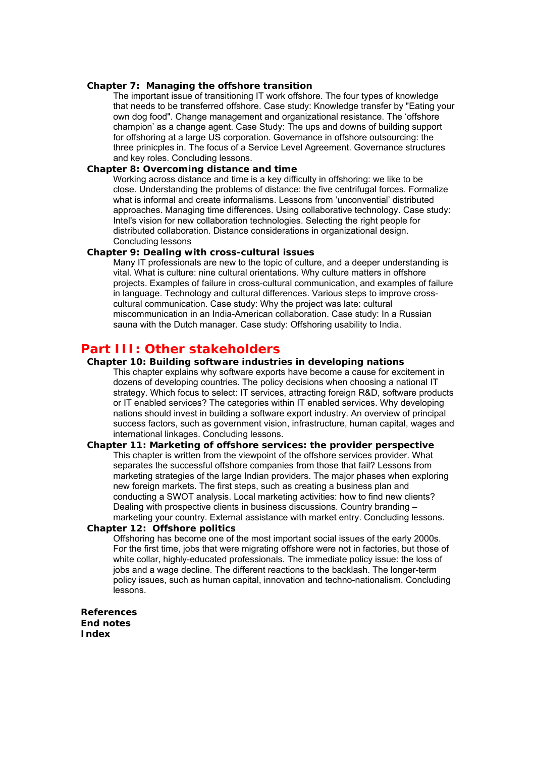### Chapter 7: Managing the offshore transition

The important issue of transitioning IT work offshore. The four types of knowledge that needs to be transferred offshore. Case study: Knowledge transfer by "Eating your own dog food". Change management and organizational resistance. The 'offshore champion' as a change agent. Case Study: The ups and downs of building support for offshoring at a large US corporation. Governance in offshore outsourcing: the three prinicples in. The focus of a Service Level Agreement. Governance structures and key roles. Concluding lessons.

### Chapter 8: Overcoming distance and time

Working across distance and time is a key difficulty in offshoring: we like to be close. Understanding the problems of distance: the five centrifugal forces. Formalize what is informal and create informalisms. Lessons from 'unconvential' distributed approaches. Managing time differences. Using collaborative technology. Case study: Intel's vision for new collaboration technologies. Selecting the right people for distributed collaboration. Distance considerations in organizational design. Concluding lessons

### Chapter 9: Dealing with cross-cultural issues

Many IT professionals are new to the topic of culture, and a deeper understanding is vital. What is culture: nine cultural orientations. Why culture matters in offshore projects. Examples of failure in cross-cultural communication, and examples of failure in language. Technology and cultural differences. Various steps to improve cross-cultural communication. Case study: Why the project was late: cultural miscommunication in an India-American collaboration. Case study: In a Russian sauna with the Dutch manager. Case study: Offshoring usability to India.

## Part III: Other stakeholders

### Chapter 10: Building software industries in developing nations

This chapter explains why software exports have become a cause for excitement in dozens of developing countries. The policy decisions when choosing a national IT strategy. Which focus to select: IT services, attracting foreign R&D, software products or IT enabled services? The categories within IT enabled services. Why developing nations should invest in building a software export industry. An overview of principal success factors, such as government vision, infrastructure, human capital, wages and international linkages. Concluding lessons.

### Chapter 11: Marketing of offshore services: the provider perspective

This chapter is written from the viewpoint of the offshore services provider. What separates the successful offshore companies from those that fail? Lessons from marketing strategies of the large Indian providers. The major phases when exploring new foreign markets. The first steps, such as creating a business plan and conducting a SWOT analysis. Local marketing activities: how to find new clients? Dealing with prospective clients in business discussions. Country branding – marketing your country. External assistance with market entry. Concluding lessons.

### Chapter 12: Offshore politics

Offshoring has become one of the most important social issues of the early 2000s. For the first time, jobs that were migrating offshore were not in factories, but those of white collar, highly-educated professionals. The immediate policy issue: the loss of jobs and a wage decline. The different reactions to the backlash. The longer-term policy issues, such as human capital, innovation and techno-nationalism. Concluding lessons.

**References**
**End notes**
**Index**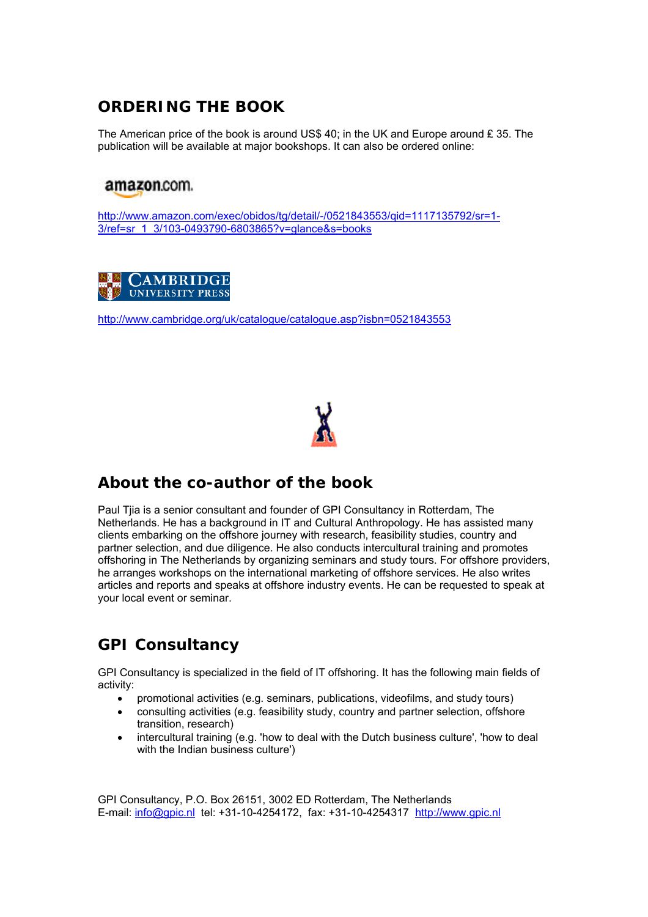## ORDERING THE BOOK

The American price of the book is around US$ 40; in the UK and Europe around £ 35. The publication will be available at major bookshops. It can also be ordered online:

amazon.com.

http://www.amazon.com/exec/obidos/tg/detail/-/0521843553/qid=1117135792/sr=1-3/ref=sr_1_3/103-0493790-6803865?v=glance&s=books

CAMBRIDGE UNIVERSITY PRESS

http://www.cambridge.org/uk/catalogue/catalogue.asp?isbn=0521843553

## About the co-author of the book

Paul Tjia is a senior consultant and founder of GPI Consultancy in Rotterdam, The Netherlands. He has a background in IT and Cultural Anthropology. He has assisted many clients embarking on the offshore journey with research, feasibility studies, country and partner selection, and due diligence. He also conducts intercultural training and promotes offshoring in The Netherlands by organizing seminars and study tours. For offshore providers, he arranges workshops on the international marketing of offshore services. He also writes articles and reports and speaks at offshore industry events. He can be requested to speak at your local event or seminar.

## GPI Consultancy

GPI Consultancy is specialized in the field of IT offshoring. It has the following main fields of activity:

- promotional activities (e.g. seminars, publications, videofilms, and study tours)
- consulting activities (e.g. feasibility study, country and partner selection, offshore transition, research)
- intercultural training (e.g. 'how to deal with the Dutch business culture', 'how to deal with the Indian business culture')

GPI Consultancy, P.O. Box 26151, 3002 ED Rotterdam, The Netherlands
E-mail: info@gpic.nl tel: +31-10-4254172, fax: +31-10-4254317 http://www.gpic.nl